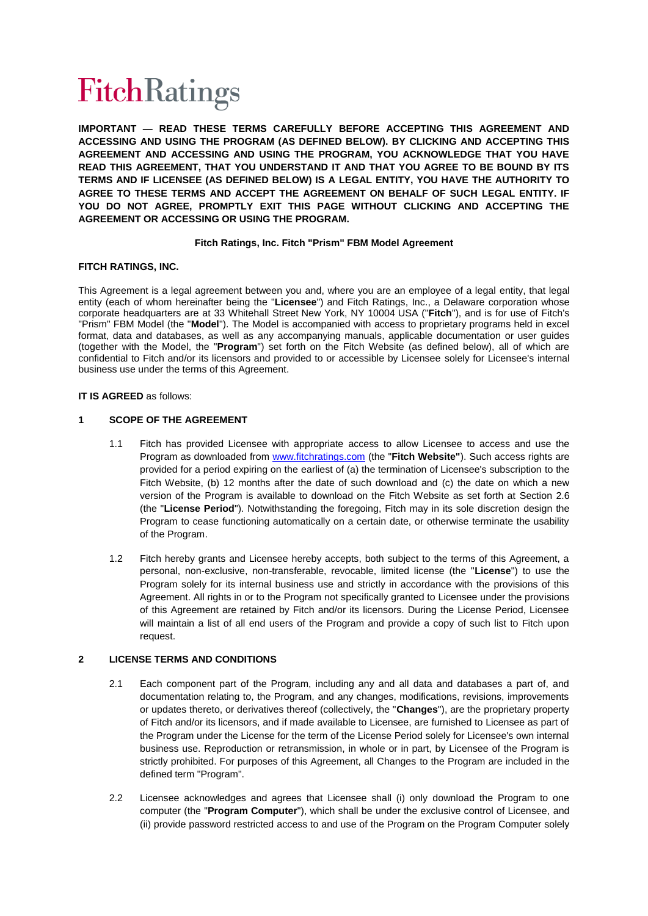# FitchRatings

**IMPORTANT — READ THESE TERMS CAREFULLY BEFORE ACCEPTING THIS AGREEMENT AND ACCESSING AND USING THE PROGRAM (AS DEFINED BELOW). BY CLICKING AND ACCEPTING THIS AGREEMENT AND ACCESSING AND USING THE PROGRAM, YOU ACKNOWLEDGE THAT YOU HAVE READ THIS AGREEMENT, THAT YOU UNDERSTAND IT AND THAT YOU AGREE TO BE BOUND BY ITS TERMS AND IF LICENSEE (AS DEFINED BELOW) IS A LEGAL ENTITY, YOU HAVE THE AUTHORITY TO AGREE TO THESE TERMS AND ACCEPT THE AGREEMENT ON BEHALF OF SUCH LEGAL ENTITY. IF YOU DO NOT AGREE, PROMPTLY EXIT THIS PAGE WITHOUT CLICKING AND ACCEPTING THE AGREEMENT OR ACCESSING OR USING THE PROGRAM.**

**Fitch Ratings, Inc. Fitch "Prism" FBM Model Agreement**

**FITCH RATINGS, INC.**

This Agreement is a legal agreement between you and, where you are an employee of a legal entity, that legal entity (each of whom hereinafter being the "**Licensee**") and Fitch Ratings, Inc., a Delaware corporation whose corporate headquarters are at 33 Whitehall Street New York, NY 10004 USA ("**Fitch**"), and is for use of Fitch's "Prism" FBM Model (the "**Model**"). The Model is accompanied with access to proprietary programs held in excel format, data and databases, as well as any accompanying manuals, applicable documentation or user guides (together with the Model, the "**Program**") set forth on the Fitch Website (as defined below), all of which are confidential to Fitch and/or its licensors and provided to or accessible by Licensee solely for Licensee's internal business use under the terms of this Agreement.

**IT IS AGREED** as follows:

## 1 SCOPE OF THE AGREEMENT

1.1 Fitch has provided Licensee with appropriate access to allow Licensee to access and use the Program as downloaded from www.fitchratings.com (the "**Fitch Website"**). Such access rights are provided for a period expiring on the earliest of (a) the termination of Licensee's subscription to the Fitch Website, (b) 12 months after the date of such download and (c) the date on which a new version of the Program is available to download on the Fitch Website as set forth at Section 2.6 (the "**License Period**"). Notwithstanding the foregoing, Fitch may in its sole discretion design the Program to cease functioning automatically on a certain date, or otherwise terminate the usability of the Program.

1.2 Fitch hereby grants and Licensee hereby accepts, both subject to the terms of this Agreement, a personal, non-exclusive, non-transferable, revocable, limited license (the "**License**") to use the Program solely for its internal business use and strictly in accordance with the provisions of this Agreement. All rights in or to the Program not specifically granted to Licensee under the provisions of this Agreement are retained by Fitch and/or its licensors. During the License Period, Licensee will maintain a list of all end users of the Program and provide a copy of such list to Fitch upon request.

## 2 LICENSE TERMS AND CONDITIONS

2.1 Each component part of the Program, including any and all data and databases a part of, and documentation relating to, the Program, and any changes, modifications, revisions, improvements or updates thereto, or derivatives thereof (collectively, the "**Changes**"), are the proprietary property of Fitch and/or its licensors, and if made available to Licensee, are furnished to Licensee as part of the Program under the License for the term of the License Period solely for Licensee's own internal business use. Reproduction or retransmission, in whole or in part, by Licensee of the Program is strictly prohibited. For purposes of this Agreement, all Changes to the Program are included in the defined term "Program".

2.2 Licensee acknowledges and agrees that Licensee shall (i) only download the Program to one computer (the "**Program Computer**"), which shall be under the exclusive control of Licensee, and (ii) provide password restricted access to and use of the Program on the Program Computer solely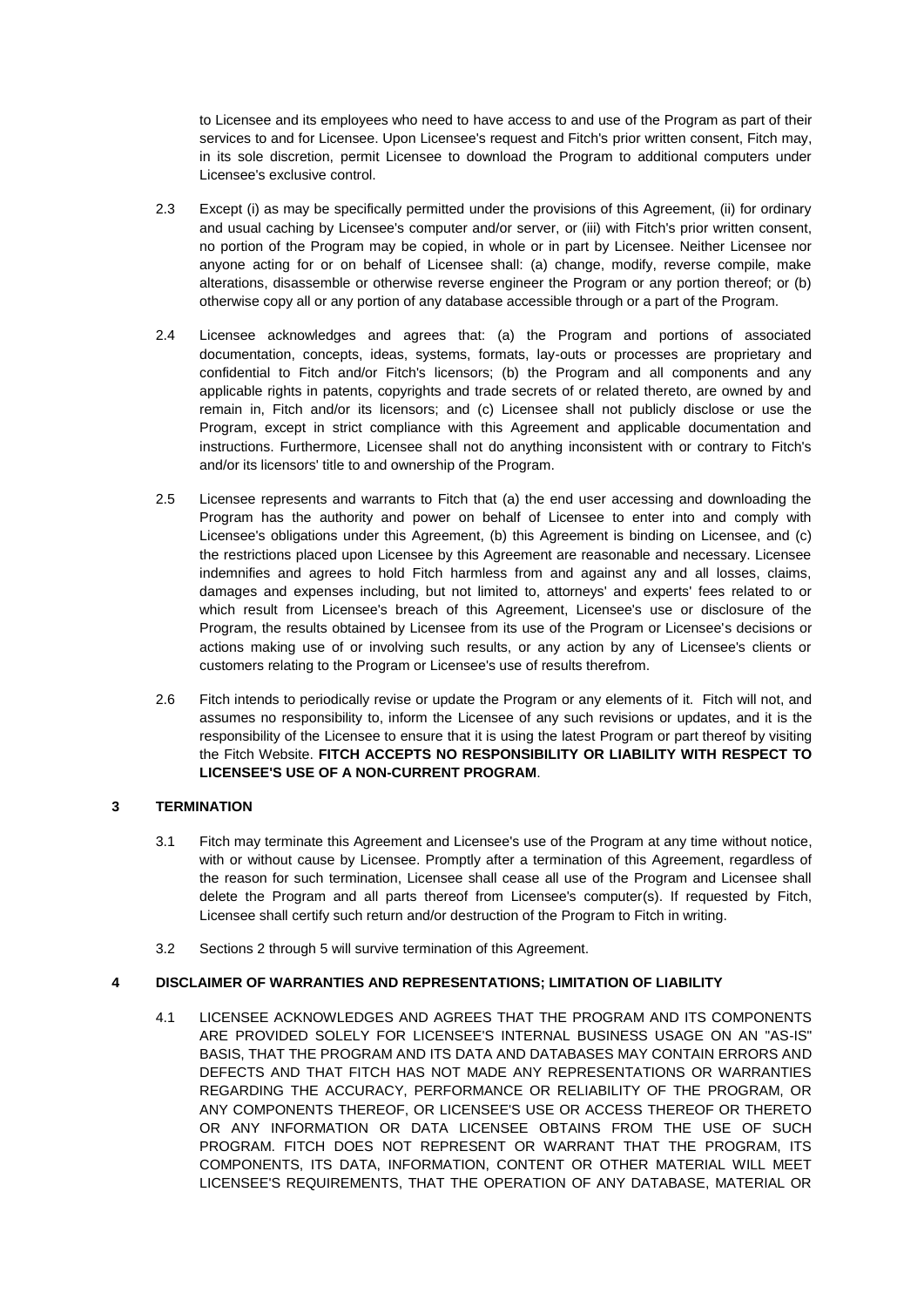to Licensee and its employees who need to have access to and use of the Program as part of their services to and for Licensee. Upon Licensee's request and Fitch's prior written consent, Fitch may, in its sole discretion, permit Licensee to download the Program to additional computers under Licensee's exclusive control.

2.3 Except (i) as may be specifically permitted under the provisions of this Agreement, (ii) for ordinary and usual caching by Licensee's computer and/or server, or (iii) with Fitch's prior written consent, no portion of the Program may be copied, in whole or in part by Licensee. Neither Licensee nor anyone acting for or on behalf of Licensee shall: (a) change, modify, reverse compile, make alterations, disassemble or otherwise reverse engineer the Program or any portion thereof; or (b) otherwise copy all or any portion of any database accessible through or a part of the Program.

2.4 Licensee acknowledges and agrees that: (a) the Program and portions of associated documentation, concepts, ideas, systems, formats, lay-outs or processes are proprietary and confidential to Fitch and/or Fitch's licensors; (b) the Program and all components and any applicable rights in patents, copyrights and trade secrets of or related thereto, are owned by and remain in, Fitch and/or its licensors; and (c) Licensee shall not publicly disclose or use the Program, except in strict compliance with this Agreement and applicable documentation and instructions. Furthermore, Licensee shall not do anything inconsistent with or contrary to Fitch's and/or its licensors' title to and ownership of the Program.

2.5 Licensee represents and warrants to Fitch that (a) the end user accessing and downloading the Program has the authority and power on behalf of Licensee to enter into and comply with Licensee's obligations under this Agreement, (b) this Agreement is binding on Licensee, and (c) the restrictions placed upon Licensee by this Agreement are reasonable and necessary. Licensee indemnifies and agrees to hold Fitch harmless from and against any and all losses, claims, damages and expenses including, but not limited to, attorneys' and experts' fees related to or which result from Licensee's breach of this Agreement, Licensee's use or disclosure of the Program, the results obtained by Licensee from its use of the Program or Licensee's decisions or actions making use of or involving such results, or any action by any of Licensee's clients or customers relating to the Program or Licensee's use of results therefrom.

2.6 Fitch intends to periodically revise or update the Program or any elements of it. Fitch will not, and assumes no responsibility to, inform the Licensee of any such revisions or updates, and it is the responsibility of the Licensee to ensure that it is using the latest Program or part thereof by visiting the Fitch Website. **FITCH ACCEPTS NO RESPONSIBILITY OR LIABILITY WITH RESPECT TO LICENSEE'S USE OF A NON-CURRENT PROGRAM**.

## 3 TERMINATION

3.1 Fitch may terminate this Agreement and Licensee's use of the Program at any time without notice, with or without cause by Licensee. Promptly after a termination of this Agreement, regardless of the reason for such termination, Licensee shall cease all use of the Program and Licensee shall delete the Program and all parts thereof from Licensee's computer(s). If requested by Fitch, Licensee shall certify such return and/or destruction of the Program to Fitch in writing.

3.2 Sections 2 through 5 will survive termination of this Agreement.

## 4 DISCLAIMER OF WARRANTIES AND REPRESENTATIONS; LIMITATION OF LIABILITY

4.1 LICENSEE ACKNOWLEDGES AND AGREES THAT THE PROGRAM AND ITS COMPONENTS ARE PROVIDED SOLELY FOR LICENSEE'S INTERNAL BUSINESS USAGE ON AN "AS-IS" BASIS, THAT THE PROGRAM AND ITS DATA AND DATABASES MAY CONTAIN ERRORS AND DEFECTS AND THAT FITCH HAS NOT MADE ANY REPRESENTATIONS OR WARRANTIES REGARDING THE ACCURACY, PERFORMANCE OR RELIABILITY OF THE PROGRAM, OR ANY COMPONENTS THEREOF, OR LICENSEE'S USE OR ACCESS THEREOF OR THERETO OR ANY INFORMATION OR DATA LICENSEE OBTAINS FROM THE USE OF SUCH PROGRAM. FITCH DOES NOT REPRESENT OR WARRANT THAT THE PROGRAM, ITS COMPONENTS, ITS DATA, INFORMATION, CONTENT OR OTHER MATERIAL WILL MEET LICENSEE'S REQUIREMENTS, THAT THE OPERATION OF ANY DATABASE, MATERIAL OR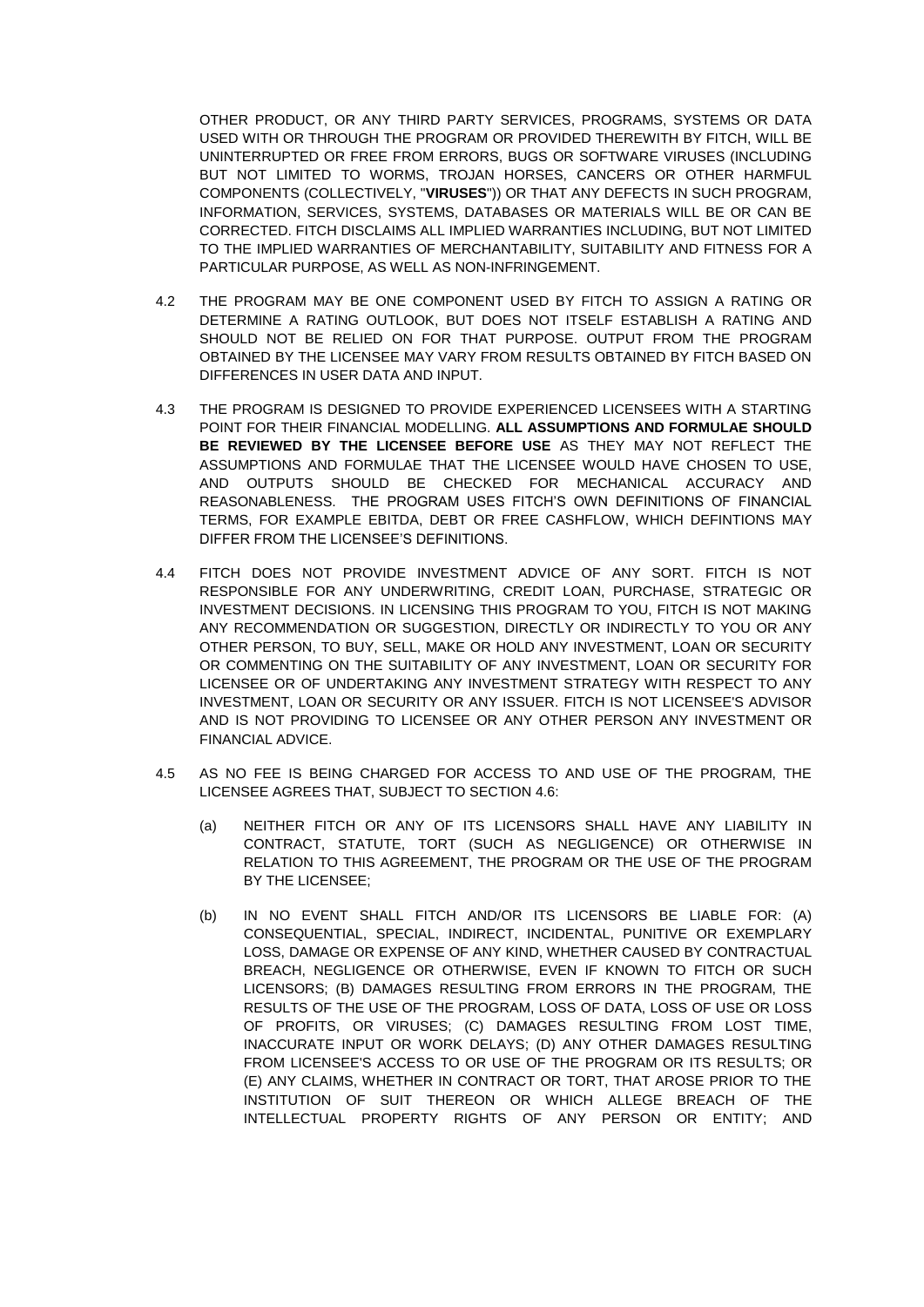OTHER PRODUCT, OR ANY THIRD PARTY SERVICES, PROGRAMS, SYSTEMS OR DATA USED WITH OR THROUGH THE PROGRAM OR PROVIDED THEREWITH BY FITCH, WILL BE UNINTERRUPTED OR FREE FROM ERRORS, BUGS OR SOFTWARE VIRUSES (INCLUDING BUT NOT LIMITED TO WORMS, TROJAN HORSES, CANCERS OR OTHER HARMFUL COMPONENTS (COLLECTIVELY, "**VIRUSES**")) OR THAT ANY DEFECTS IN SUCH PROGRAM, INFORMATION, SERVICES, SYSTEMS, DATABASES OR MATERIALS WILL BE OR CAN BE CORRECTED. FITCH DISCLAIMS ALL IMPLIED WARRANTIES INCLUDING, BUT NOT LIMITED TO THE IMPLIED WARRANTIES OF MERCHANTABILITY, SUITABILITY AND FITNESS FOR A PARTICULAR PURPOSE, AS WELL AS NON-INFRINGEMENT.

4.2 THE PROGRAM MAY BE ONE COMPONENT USED BY FITCH TO ASSIGN A RATING OR DETERMINE A RATING OUTLOOK, BUT DOES NOT ITSELF ESTABLISH A RATING AND SHOULD NOT BE RELIED ON FOR THAT PURPOSE. OUTPUT FROM THE PROGRAM OBTAINED BY THE LICENSEE MAY VARY FROM RESULTS OBTAINED BY FITCH BASED ON DIFFERENCES IN USER DATA AND INPUT.

4.3 THE PROGRAM IS DESIGNED TO PROVIDE EXPERIENCED LICENSEES WITH A STARTING POINT FOR THEIR FINANCIAL MODELLING. **ALL ASSUMPTIONS AND FORMULAE SHOULD BE REVIEWED BY THE LICENSEE BEFORE USE** AS THEY MAY NOT REFLECT THE ASSUMPTIONS AND FORMULAE THAT THE LICENSEE WOULD HAVE CHOSEN TO USE, AND OUTPUTS SHOULD BE CHECKED FOR MECHANICAL ACCURACY AND REASONABLENESS. THE PROGRAM USES FITCH'S OWN DEFINITIONS OF FINANCIAL TERMS, FOR EXAMPLE EBITDA, DEBT OR FREE CASHFLOW, WHICH DEFINTIONS MAY DIFFER FROM THE LICENSEE'S DEFINITIONS.

4.4 FITCH DOES NOT PROVIDE INVESTMENT ADVICE OF ANY SORT. FITCH IS NOT RESPONSIBLE FOR ANY UNDERWRITING, CREDIT LOAN, PURCHASE, STRATEGIC OR INVESTMENT DECISIONS. IN LICENSING THIS PROGRAM TO YOU, FITCH IS NOT MAKING ANY RECOMMENDATION OR SUGGESTION, DIRECTLY OR INDIRECTLY TO YOU OR ANY OTHER PERSON, TO BUY, SELL, MAKE OR HOLD ANY INVESTMENT, LOAN OR SECURITY OR COMMENTING ON THE SUITABILITY OF ANY INVESTMENT, LOAN OR SECURITY FOR LICENSEE OR OF UNDERTAKING ANY INVESTMENT STRATEGY WITH RESPECT TO ANY INVESTMENT, LOAN OR SECURITY OR ANY ISSUER. FITCH IS NOT LICENSEE'S ADVISOR AND IS NOT PROVIDING TO LICENSEE OR ANY OTHER PERSON ANY INVESTMENT OR FINANCIAL ADVICE.

4.5 AS NO FEE IS BEING CHARGED FOR ACCESS TO AND USE OF THE PROGRAM, THE LICENSEE AGREES THAT, SUBJECT TO SECTION 4.6:

(a) NEITHER FITCH OR ANY OF ITS LICENSORS SHALL HAVE ANY LIABILITY IN CONTRACT, STATUTE, TORT (SUCH AS NEGLIGENCE) OR OTHERWISE IN RELATION TO THIS AGREEMENT, THE PROGRAM OR THE USE OF THE PROGRAM BY THE LICENSEE;

(b) IN NO EVENT SHALL FITCH AND/OR ITS LICENSORS BE LIABLE FOR: (A) CONSEQUENTIAL, SPECIAL, INDIRECT, INCIDENTAL, PUNITIVE OR EXEMPLARY LOSS, DAMAGE OR EXPENSE OF ANY KIND, WHETHER CAUSED BY CONTRACTUAL BREACH, NEGLIGENCE OR OTHERWISE, EVEN IF KNOWN TO FITCH OR SUCH LICENSORS; (B) DAMAGES RESULTING FROM ERRORS IN THE PROGRAM, THE RESULTS OF THE USE OF THE PROGRAM, LOSS OF DATA, LOSS OF USE OR LOSS OF PROFITS, OR VIRUSES; (C) DAMAGES RESULTING FROM LOST TIME, INACCURATE INPUT OR WORK DELAYS; (D) ANY OTHER DAMAGES RESULTING FROM LICENSEE'S ACCESS TO OR USE OF THE PROGRAM OR ITS RESULTS; OR (E) ANY CLAIMS, WHETHER IN CONTRACT OR TORT, THAT AROSE PRIOR TO THE INSTITUTION OF SUIT THEREON OR WHICH ALLEGE BREACH OF THE INTELLECTUAL PROPERTY RIGHTS OF ANY PERSON OR ENTITY; AND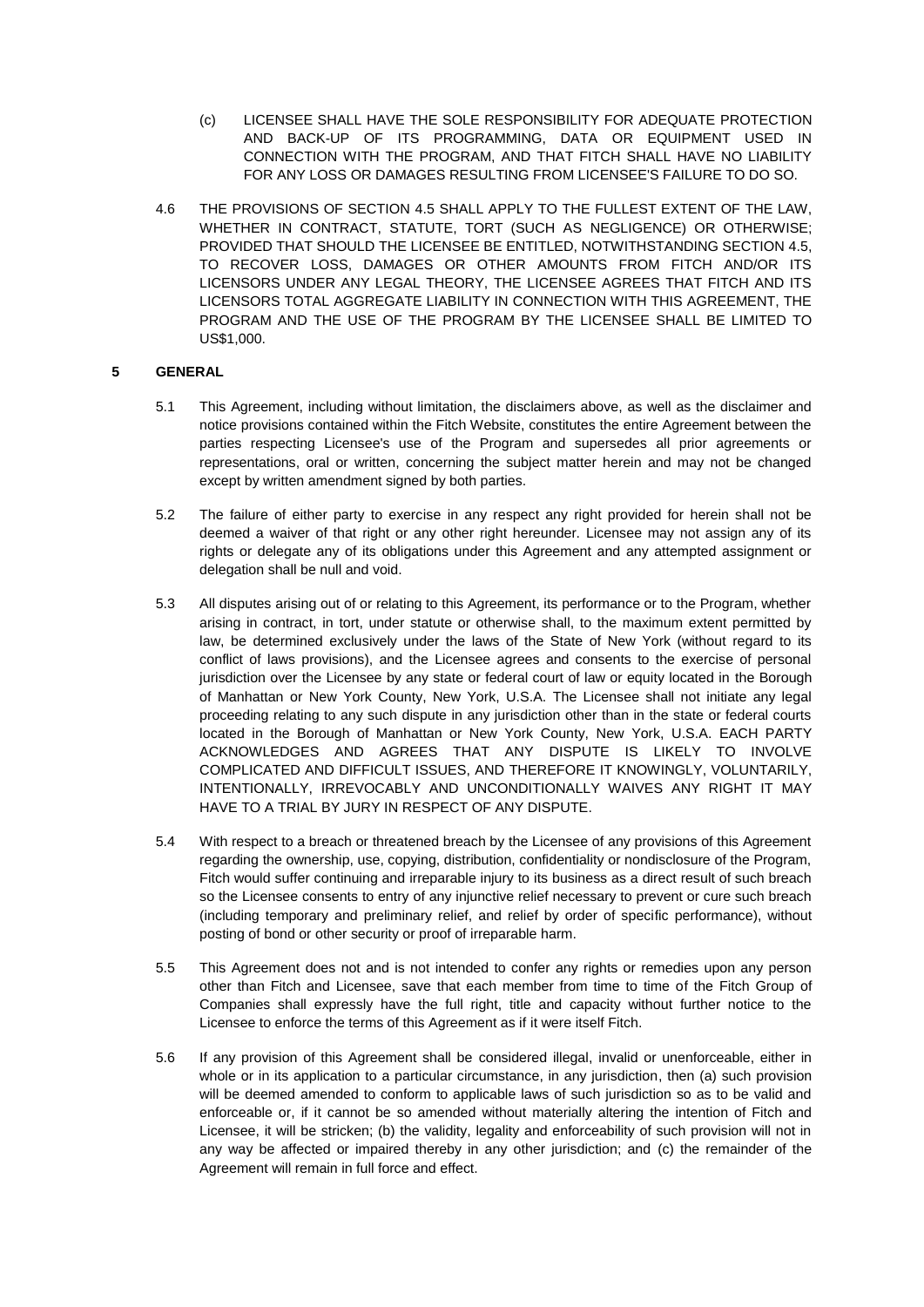(c) LICENSEE SHALL HAVE THE SOLE RESPONSIBILITY FOR ADEQUATE PROTECTION AND BACK-UP OF ITS PROGRAMMING, DATA OR EQUIPMENT USED IN CONNECTION WITH THE PROGRAM, AND THAT FITCH SHALL HAVE NO LIABILITY FOR ANY LOSS OR DAMAGES RESULTING FROM LICENSEE'S FAILURE TO DO SO.

4.6 THE PROVISIONS OF SECTION 4.5 SHALL APPLY TO THE FULLEST EXTENT OF THE LAW, WHETHER IN CONTRACT, STATUTE, TORT (SUCH AS NEGLIGENCE) OR OTHERWISE; PROVIDED THAT SHOULD THE LICENSEE BE ENTITLED, NOTWITHSTANDING SECTION 4.5, TO RECOVER LOSS, DAMAGES OR OTHER AMOUNTS FROM FITCH AND/OR ITS LICENSORS UNDER ANY LEGAL THEORY, THE LICENSEE AGREES THAT FITCH AND ITS LICENSORS TOTAL AGGREGATE LIABILITY IN CONNECTION WITH THIS AGREEMENT, THE PROGRAM AND THE USE OF THE PROGRAM BY THE LICENSEE SHALL BE LIMITED TO US$1,000.

## 5 GENERAL

5.1 This Agreement, including without limitation, the disclaimers above, as well as the disclaimer and notice provisions contained within the Fitch Website, constitutes the entire Agreement between the parties respecting Licensee's use of the Program and supersedes all prior agreements or representations, oral or written, concerning the subject matter herein and may not be changed except by written amendment signed by both parties.

5.2 The failure of either party to exercise in any respect any right provided for herein shall not be deemed a waiver of that right or any other right hereunder. Licensee may not assign any of its rights or delegate any of its obligations under this Agreement and any attempted assignment or delegation shall be null and void.

5.3 All disputes arising out of or relating to this Agreement, its performance or to the Program, whether arising in contract, in tort, under statute or otherwise shall, to the maximum extent permitted by law, be determined exclusively under the laws of the State of New York (without regard to its conflict of laws provisions), and the Licensee agrees and consents to the exercise of personal jurisdiction over the Licensee by any state or federal court of law or equity located in the Borough of Manhattan or New York County, New York, U.S.A. The Licensee shall not initiate any legal proceeding relating to any such dispute in any jurisdiction other than in the state or federal courts located in the Borough of Manhattan or New York County, New York, U.S.A. EACH PARTY ACKNOWLEDGES AND AGREES THAT ANY DISPUTE IS LIKELY TO INVOLVE COMPLICATED AND DIFFICULT ISSUES, AND THEREFORE IT KNOWINGLY, VOLUNTARILY, INTENTIONALLY, IRREVOCABLY AND UNCONDITIONALLY WAIVES ANY RIGHT IT MAY HAVE TO A TRIAL BY JURY IN RESPECT OF ANY DISPUTE.

5.4 With respect to a breach or threatened breach by the Licensee of any provisions of this Agreement regarding the ownership, use, copying, distribution, confidentiality or nondisclosure of the Program, Fitch would suffer continuing and irreparable injury to its business as a direct result of such breach so the Licensee consents to entry of any injunctive relief necessary to prevent or cure such breach (including temporary and preliminary relief, and relief by order of specific performance), without posting of bond or other security or proof of irreparable harm.

5.5 This Agreement does not and is not intended to confer any rights or remedies upon any person other than Fitch and Licensee, save that each member from time to time of the Fitch Group of Companies shall expressly have the full right, title and capacity without further notice to the Licensee to enforce the terms of this Agreement as if it were itself Fitch.

5.6 If any provision of this Agreement shall be considered illegal, invalid or unenforceable, either in whole or in its application to a particular circumstance, in any jurisdiction, then (a) such provision will be deemed amended to conform to applicable laws of such jurisdiction so as to be valid and enforceable or, if it cannot be so amended without materially altering the intention of Fitch and Licensee, it will be stricken; (b) the validity, legality and enforceability of such provision will not in any way be affected or impaired thereby in any other jurisdiction; and (c) the remainder of the Agreement will remain in full force and effect.